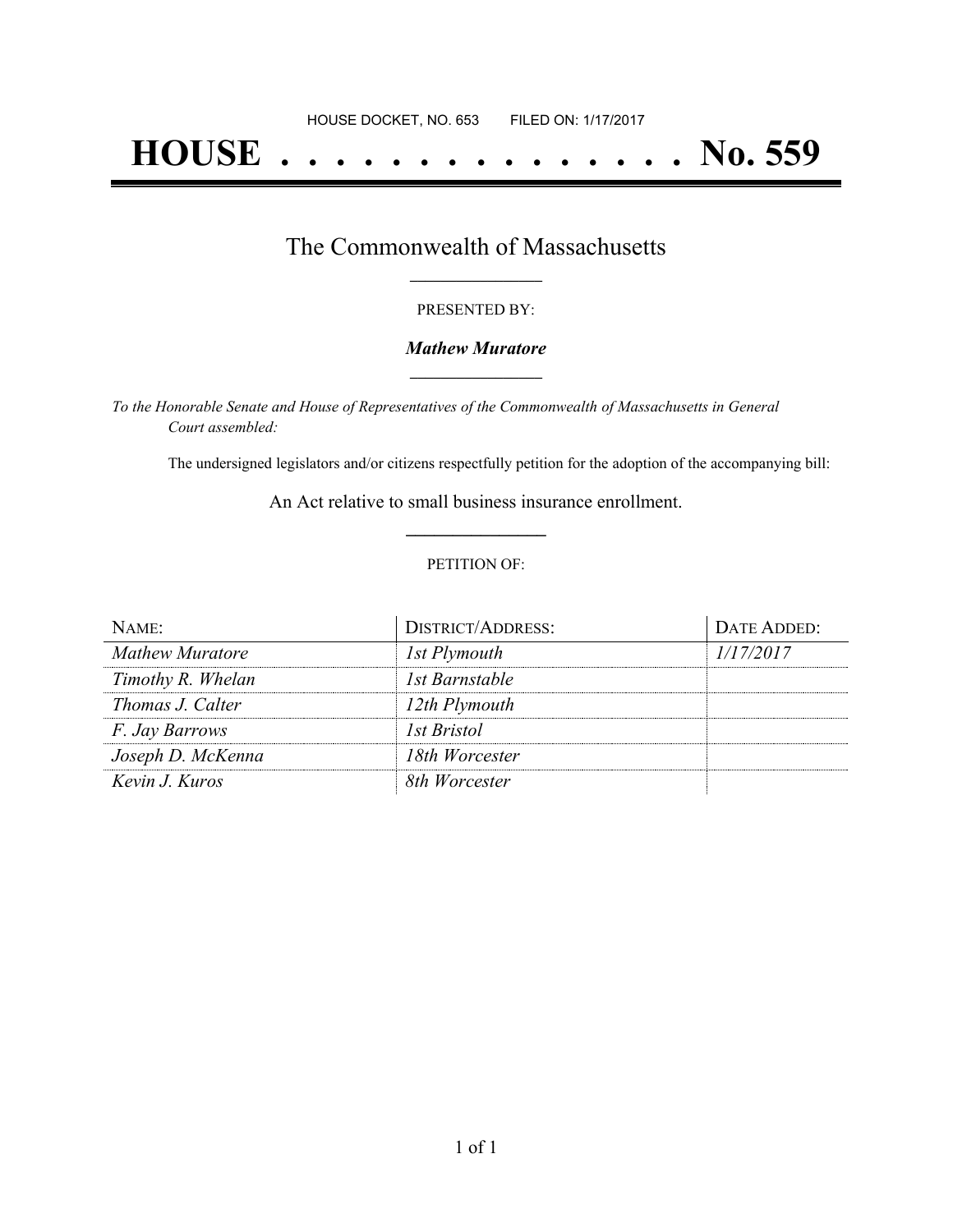HOUSE DOCKET, NO. 653        FILED ON: 1/17/2017

# HOUSE . . . . . . . . . . . . . . . No. 559

## The Commonwealth of Massachusetts

PRESENTED BY:

***Mathew Muratore***

*To the Honorable Senate and House of Representatives of the Commonwealth of Massachusetts in General Court assembled:*

The undersigned legislators and/or citizens respectfully petition for the adoption of the accompanying bill:

An Act relative to small business insurance enrollment.

PETITION OF:

| NAME: | DISTRICT/ADDRESS: | DATE ADDED: |
|---|---|---|
| *Mathew Muratore* | *1st Plymouth* | *1/17/2017* |
| *Timothy R. Whelan* | *1st Barnstable* | |
| *Thomas J. Calter* | *12th Plymouth* | |
| *F. Jay Barrows* | *1st Bristol* | |
| *Joseph D. McKenna* | *18th Worcester* | |
| *Kevin J. Kuros* | *8th Worcester* | |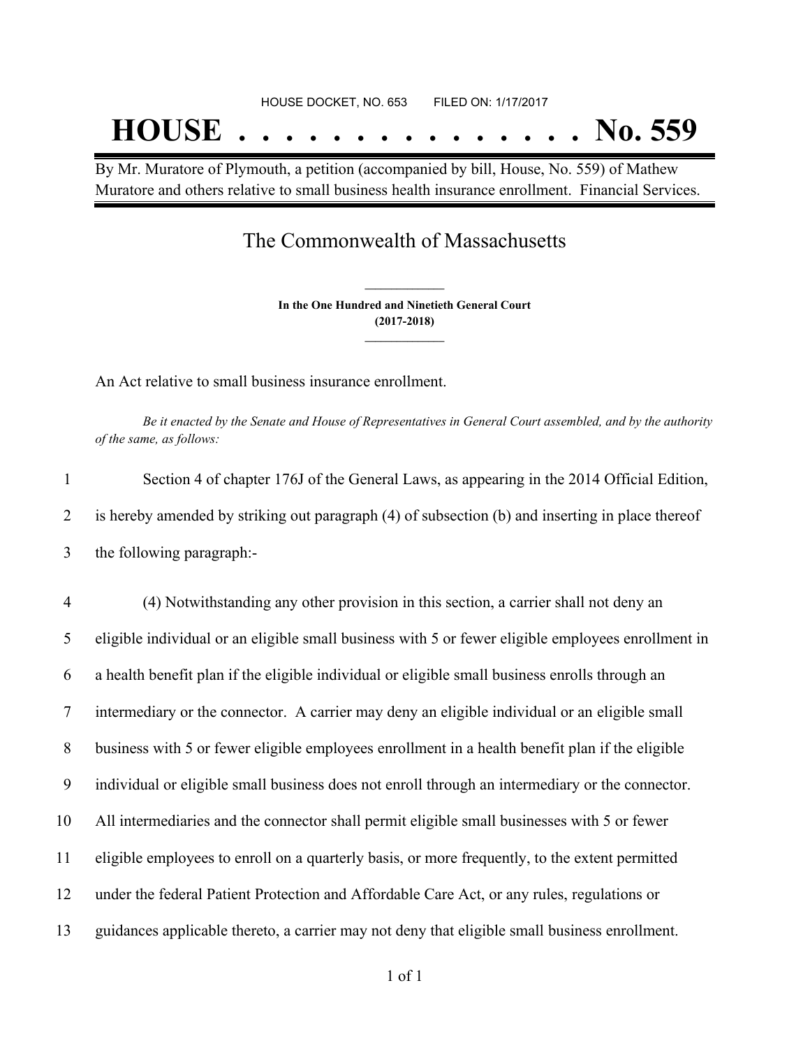HOUSE DOCKET, NO. 653 FILED ON: 1/17/2017

# HOUSE . . . . . . . . . . . . . . . No. 559

By Mr. Muratore of Plymouth, a petition (accompanied by bill, House, No. 559) of Mathew Muratore and others relative to small business health insurance enrollment. Financial Services.

## The Commonwealth of Massachusetts

**In the One Hundred and Ninetieth General Court**
**(2017-2018)**

An Act relative to small business insurance enrollment.

*Be it enacted by the Senate and House of Representatives in General Court assembled, and by the authority of the same, as follows:*

1 Section 4 of chapter 176J of the General Laws, as appearing in the 2014 Official Edition,
2 is hereby amended by striking out paragraph (4) of subsection (b) and inserting in place thereof
3 the following paragraph:-

4 (4) Notwithstanding any other provision in this section, a carrier shall not deny an
5 eligible individual or an eligible small business with 5 or fewer eligible employees enrollment in
6 a health benefit plan if the eligible individual or eligible small business enrolls through an
7 intermediary or the connector. A carrier may deny an eligible individual or an eligible small
8 business with 5 or fewer eligible employees enrollment in a health benefit plan if the eligible
9 individual or eligible small business does not enroll through an intermediary or the connector.
10 All intermediaries and the connector shall permit eligible small businesses with 5 or fewer
11 eligible employees to enroll on a quarterly basis, or more frequently, to the extent permitted
12 under the federal Patient Protection and Affordable Care Act, or any rules, regulations or
13 guidances applicable thereto, a carrier may not deny that eligible small business enrollment.